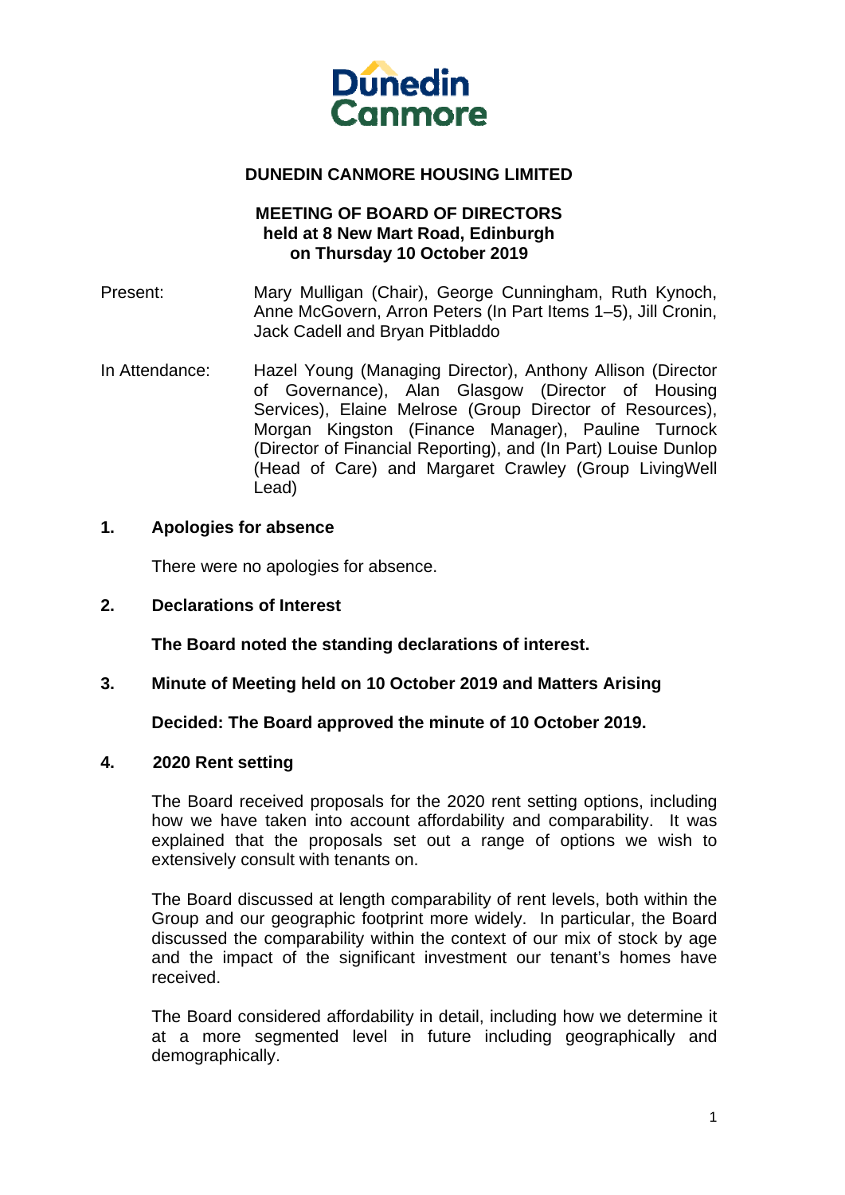# DUNEDIN CANMORE HOUSING LIMITED

## MEETING OF BOARD OF DIRECTORS
## held at 8 New Mart Road, Edinburgh
## on Thursday 10 October 2019

| | |
|---|---|
| Present: | Mary Mulligan (Chair), George Cunningham, Ruth Kynoch, Anne McGovern, Arron Peters (In Part Items 1–5), Jill Cronin, Jack Cadell and Bryan Pitbladdo |
| In Attendance: | Hazel Young (Managing Director), Anthony Allison (Director of Governance), Alan Glasgow (Director of Housing Services), Elaine Melrose (Group Director of Resources), Morgan Kingston (Finance Manager), Pauline Turnock (Director of Financial Reporting), and (In Part) Louise Dunlop (Head of Care) and Margaret Crawley (Group LivingWell Lead) |

### 1. Apologies for absence

There were no apologies for absence.

### 2. Declarations of Interest

**The Board noted the standing declarations of interest.**

### 3. Minute of Meeting held on 10 October 2019 and Matters Arising

**Decided: The Board approved the minute of 10 October 2019.**

### 4. 2020 Rent setting

The Board received proposals for the 2020 rent setting options, including how we have taken into account affordability and comparability. It was explained that the proposals set out a range of options we wish to extensively consult with tenants on.

The Board discussed at length comparability of rent levels, both within the Group and our geographic footprint more widely. In particular, the Board discussed the comparability within the context of our mix of stock by age and the impact of the significant investment our tenant's homes have received.

The Board considered affordability in detail, including how we determine it at a more segmented level in future including geographically and demographically.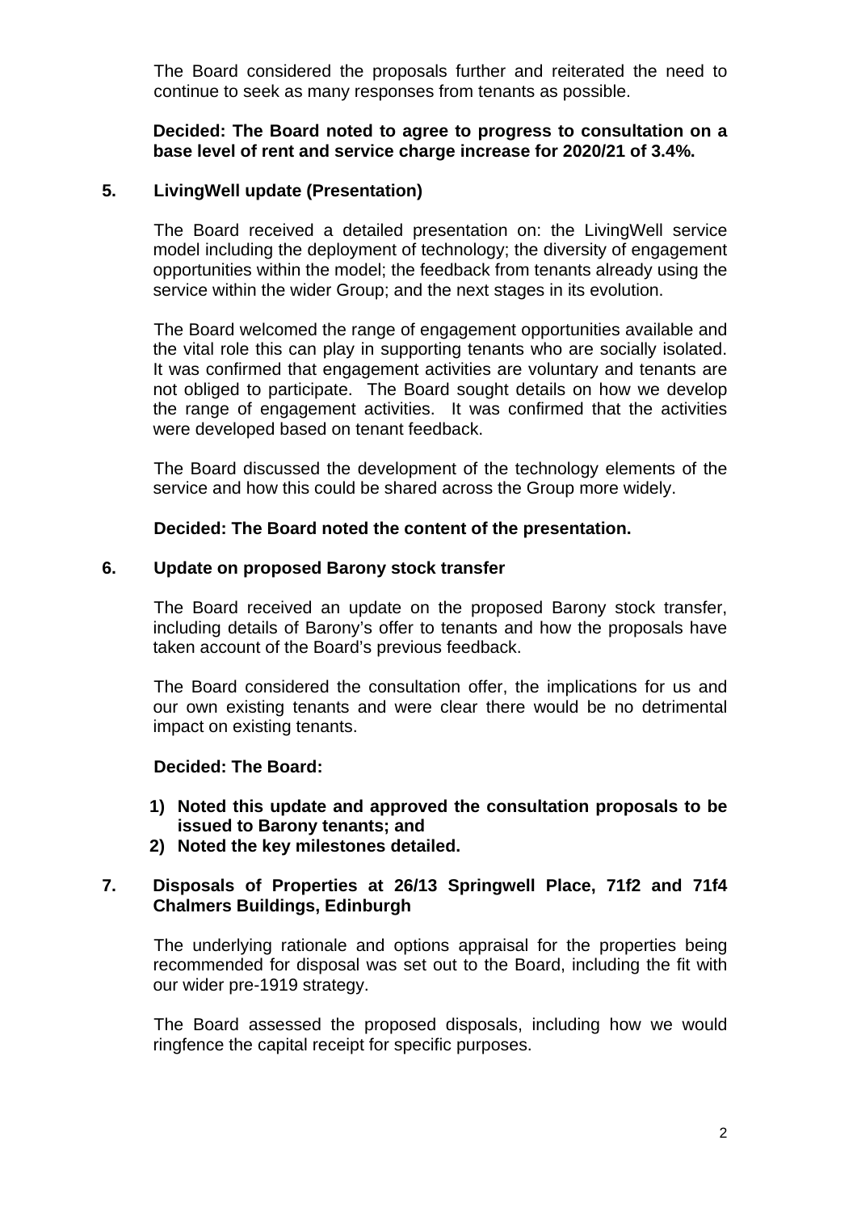The Board considered the proposals further and reiterated the need to continue to seek as many responses from tenants as possible.

**Decided: The Board noted to agree to progress to consultation on a base level of rent and service charge increase for 2020/21 of 3.4%.**

## 5. LivingWell update (Presentation)

The Board received a detailed presentation on: the LivingWell service model including the deployment of technology; the diversity of engagement opportunities within the model; the feedback from tenants already using the service within the wider Group; and the next stages in its evolution.

The Board welcomed the range of engagement opportunities available and the vital role this can play in supporting tenants who are socially isolated. It was confirmed that engagement activities are voluntary and tenants are not obliged to participate. The Board sought details on how we develop the range of engagement activities. It was confirmed that the activities were developed based on tenant feedback.

The Board discussed the development of the technology elements of the service and how this could be shared across the Group more widely.

**Decided: The Board noted the content of the presentation.**

## 6. Update on proposed Barony stock transfer

The Board received an update on the proposed Barony stock transfer, including details of Barony's offer to tenants and how the proposals have taken account of the Board's previous feedback.

The Board considered the consultation offer, the implications for us and our own existing tenants and were clear there would be no detrimental impact on existing tenants.

**Decided: The Board:**

1) **Noted this update and approved the consultation proposals to be issued to Barony tenants; and**
2) **Noted the key milestones detailed.**

## 7. Disposals of Properties at 26/13 Springwell Place, 71f2 and 71f4 Chalmers Buildings, Edinburgh

The underlying rationale and options appraisal for the properties being recommended for disposal was set out to the Board, including the fit with our wider pre-1919 strategy.

The Board assessed the proposed disposals, including how we would ringfence the capital receipt for specific purposes.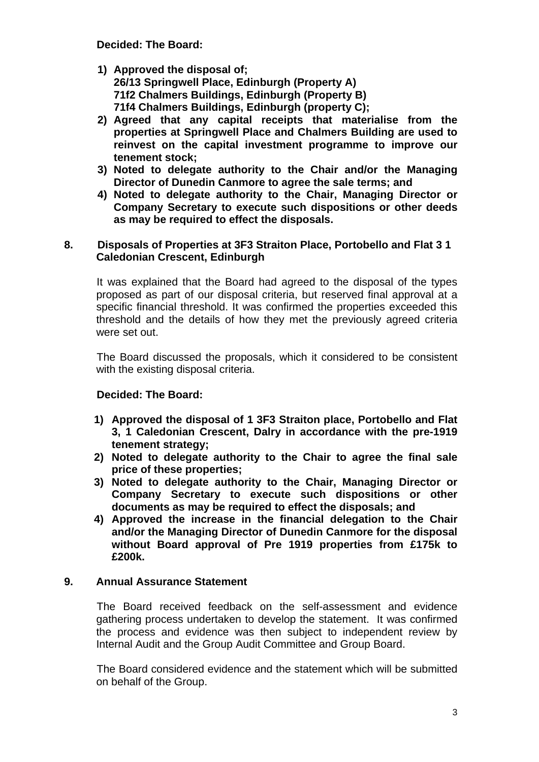**Decided: The Board:**

1) **Approved the disposal of;**
   **26/13 Springwell Place, Edinburgh (Property A)**
   **71f2 Chalmers Buildings, Edinburgh (Property B)**
   **71f4 Chalmers Buildings, Edinburgh (property C);**
2) **Agreed that any capital receipts that materialise from the properties at Springwell Place and Chalmers Building are used to reinvest on the capital investment programme to improve our tenement stock;**
3) **Noted to delegate authority to the Chair and/or the Managing Director of Dunedin Canmore to agree the sale terms; and**
4) **Noted to delegate authority to the Chair, Managing Director or Company Secretary to execute such dispositions or other deeds as may be required to effect the disposals.**

## 8. Disposals of Properties at 3F3 Straiton Place, Portobello and Flat 3 1 Caledonian Crescent, Edinburgh

It was explained that the Board had agreed to the disposal of the types proposed as part of our disposal criteria, but reserved final approval at a specific financial threshold. It was confirmed the properties exceeded this threshold and the details of how they met the previously agreed criteria were set out.

The Board discussed the proposals, which it considered to be consistent with the existing disposal criteria.

**Decided: The Board:**

1) **Approved the disposal of 1 3F3 Straiton place, Portobello and Flat 3, 1 Caledonian Crescent, Dalry in accordance with the pre-1919 tenement strategy;**
2) **Noted to delegate authority to the Chair to agree the final sale price of these properties;**
3) **Noted to delegate authority to the Chair, Managing Director or Company Secretary to execute such dispositions or other documents as may be required to effect the disposals; and**
4) **Approved the increase in the financial delegation to the Chair and/or the Managing Director of Dunedin Canmore for the disposal without Board approval of Pre 1919 properties from £175k to £200k.**

## 9. Annual Assurance Statement

The Board received feedback on the self-assessment and evidence gathering process undertaken to develop the statement. It was confirmed the process and evidence was then subject to independent review by Internal Audit and the Group Audit Committee and Group Board.

The Board considered evidence and the statement which will be submitted on behalf of the Group.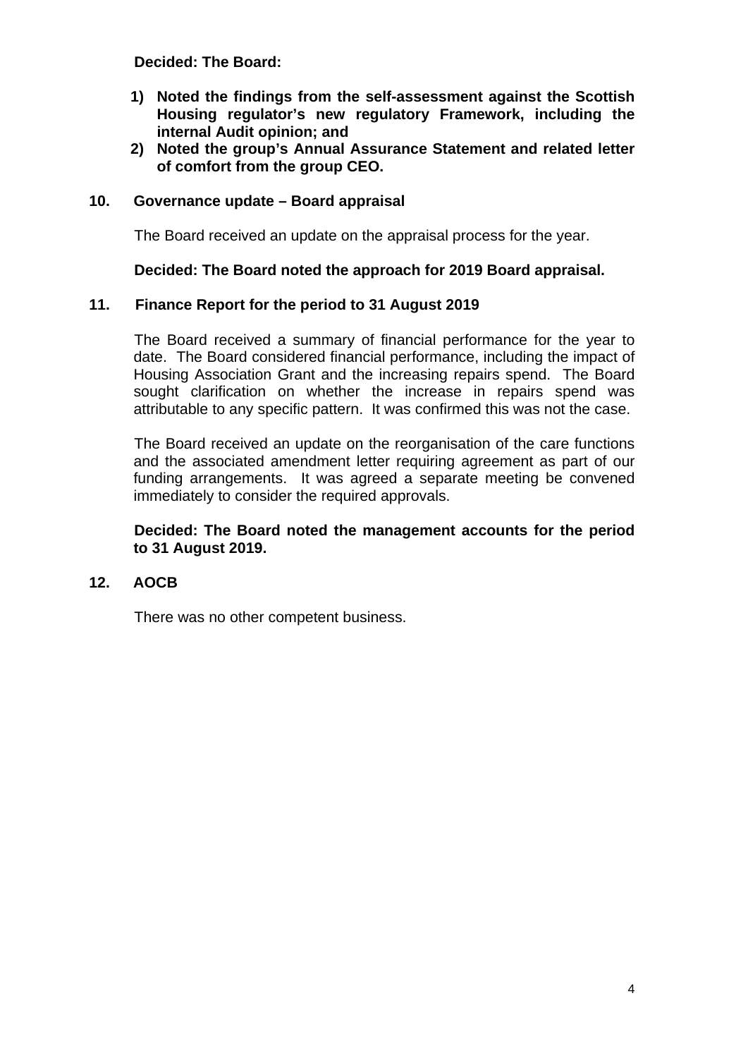**Decided: The Board:**

1) **Noted the findings from the self-assessment against the Scottish Housing regulator's new regulatory Framework, including the internal Audit opinion; and**
2) **Noted the group's Annual Assurance Statement and related letter of comfort from the group CEO.**

## 10. Governance update – Board appraisal

The Board received an update on the appraisal process for the year.

**Decided: The Board noted the approach for 2019 Board appraisal.**

## 11. Finance Report for the period to 31 August 2019

The Board received a summary of financial performance for the year to date. The Board considered financial performance, including the impact of Housing Association Grant and the increasing repairs spend. The Board sought clarification on whether the increase in repairs spend was attributable to any specific pattern. It was confirmed this was not the case.

The Board received an update on the reorganisation of the care functions and the associated amendment letter requiring agreement as part of our funding arrangements. It was agreed a separate meeting be convened immediately to consider the required approvals.

**Decided: The Board noted the management accounts for the period to 31 August 2019.**

## 12. AOCB

There was no other competent business.